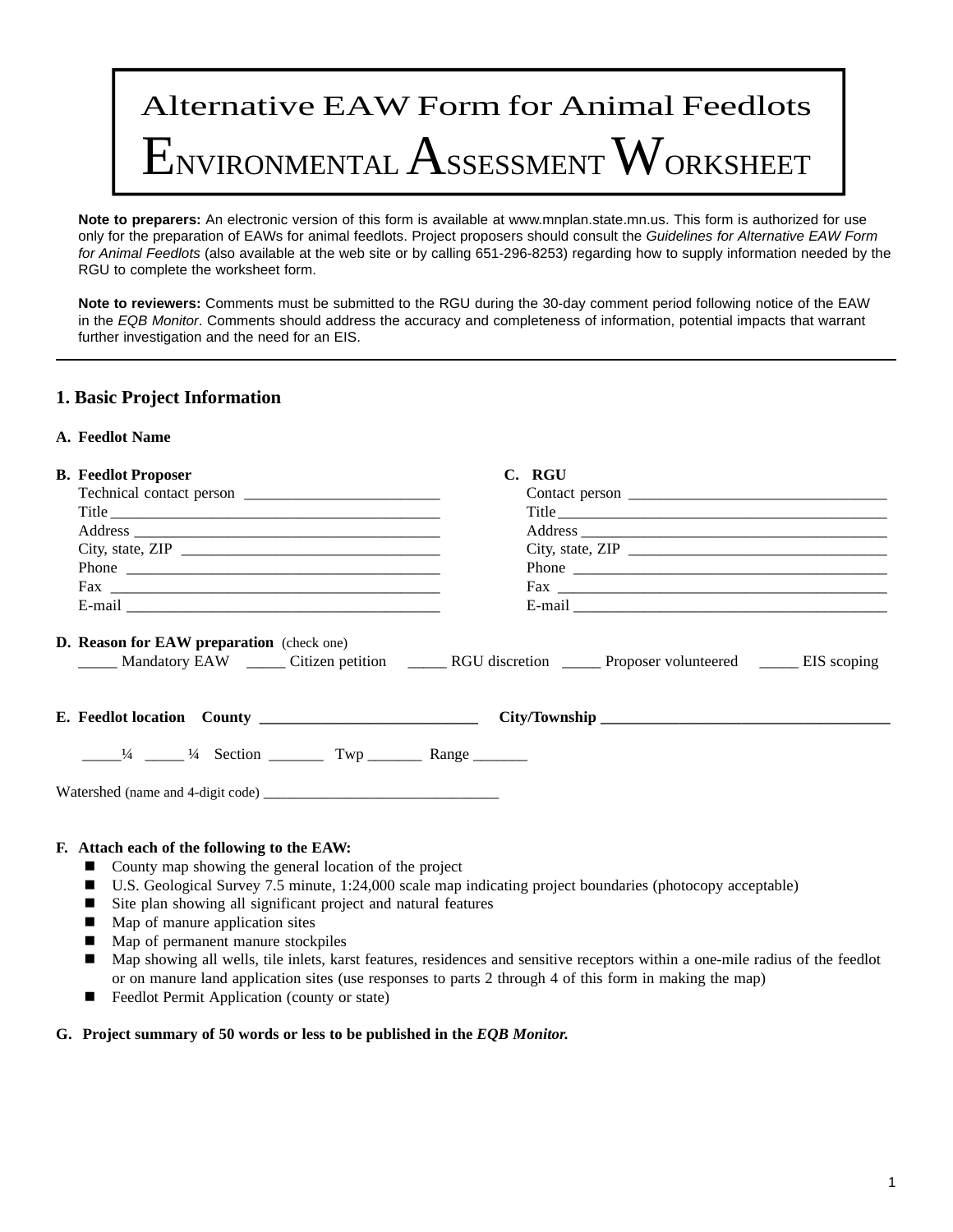# Alternative EAW Form for Animal Feedlots

# ENVIRONMENTAL ASSESSMENT WORKSHEET

**Note to preparers:** An electronic version of this form is available at www.mnplan.state.mn.us. This form is authorized for use only for the preparation of EAWs for animal feedlots. Project proposers should consult the *Guidelines for Alternative EAW Form for Animal Feedlots* (also available at the web site or by calling 651-296-8253) regarding how to supply information needed by the RGU to complete the worksheet form.

**Note to reviewers:** Comments must be submitted to the RGU during the 30-day comment period following notice of the EAW in the *EQB Monitor*. Comments should address the accuracy and completeness of information, potential impacts that warrant further investigation and the need for an EIS.

---

## 1. Basic Project Information

**A. Feedlot Name**

**B. Feedlot Proposer**

Technical contact person ________________________

Title ________________________

Address ________________________

City, state, ZIP ________________________

Phone ________________________

Fax ________________________

E-mail ________________________

**C. RGU**

Contact person ________________________

Title ________________________

Address ________________________

City, state, ZIP ________________________

Phone ________________________

Fax ________________________

E-mail ________________________

**D. Reason for EAW preparation** (check one)

_____ Mandatory EAW _____ Citizen petition _____ RGU discretion _____ Proposer volunteered _____ EIS scoping

**E. Feedlot location County** ____________________ **City/Township** ____________________

_____¼ _____ ¼ Section _______ Twp _______ Range _______

Watershed (name and 4-digit code) ________________________

**F. Attach each of the following to the EAW:**

- County map showing the general location of the project
- U.S. Geological Survey 7.5 minute, 1:24,000 scale map indicating project boundaries (photocopy acceptable)
- Site plan showing all significant project and natural features
- Map of manure application sites
- Map of permanent manure stockpiles
- Map showing all wells, tile inlets, karst features, residences and sensitive receptors within a one-mile radius of the feedlot or on manure land application sites (use responses to parts 2 through 4 of this form in making the map)
- Feedlot Permit Application (county or state)

**G. Project summary of 50 words or less to be published in the *EQB Monitor.***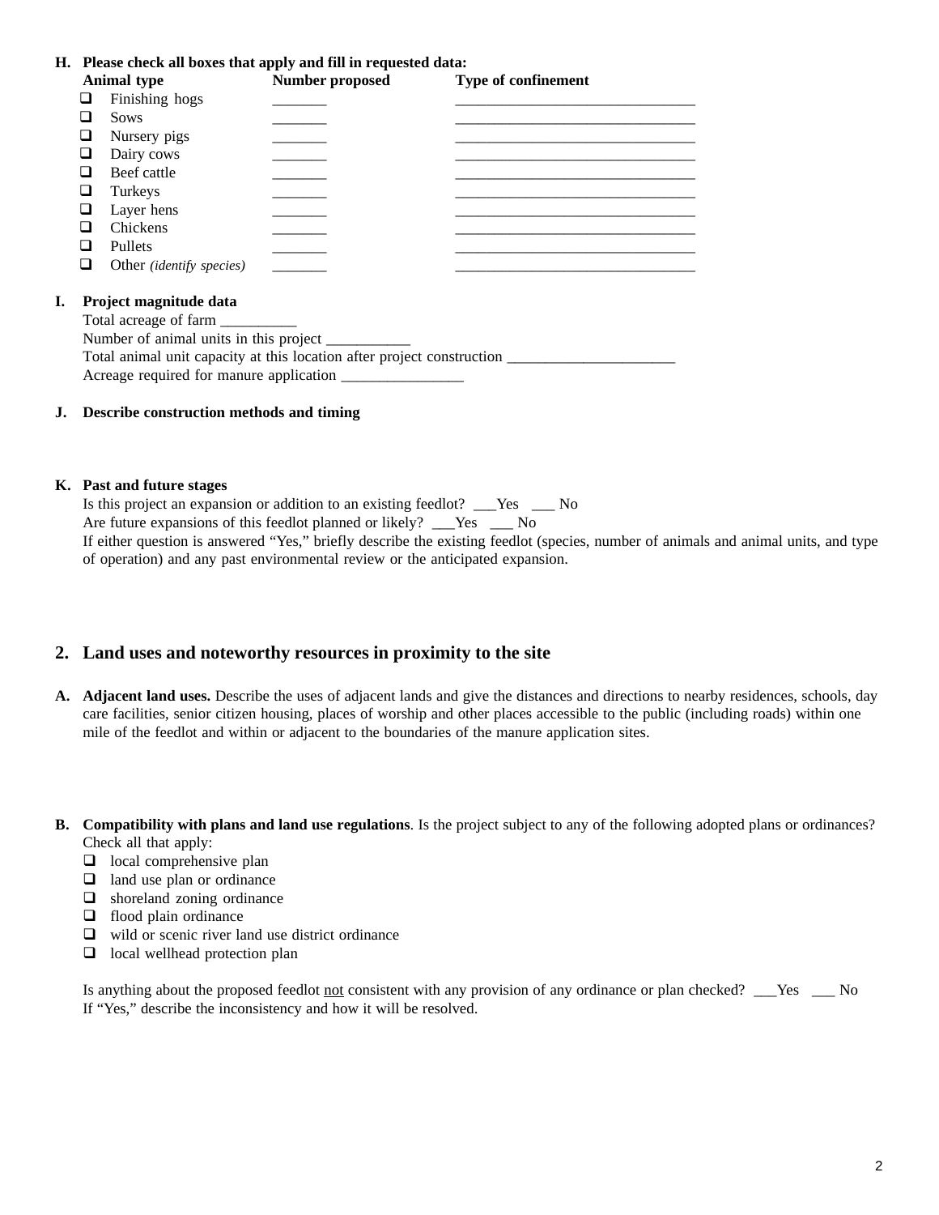**H. Please check all boxes that apply and fill in requested data:**

| Animal type | Number proposed | Type of confinement |
|---|---|---|
| ❑ Finishing hogs | _______ | ________________________________ |
| ❑ Sows | _______ | ________________________________ |
| ❑ Nursery pigs | _______ | ________________________________ |
| ❑ Dairy cows | _______ | ________________________________ |
| ❑ Beef cattle | _______ | ________________________________ |
| ❑ Turkeys | _______ | ________________________________ |
| ❑ Layer hens | _______ | ________________________________ |
| ❑ Chickens | _______ | ________________________________ |
| ❑ Pullets | _______ | ________________________________ |
| ❑ Other *(identify species)* | _______ | ________________________________ |

**I. Project magnitude data**

Total acreage of farm __________

Number of animal units in this project ___________

Total animal unit capacity at this location after project construction ______________________

Acreage required for manure application ________________

**J. Describe construction methods and timing**

**K. Past and future stages**

Is this project an expansion or addition to an existing feedlot? ___Yes ___ No

Are future expansions of this feedlot planned or likely? ___Yes ___ No

If either question is answered "Yes," briefly describe the existing feedlot (species, number of animals and animal units, and type of operation) and any past environmental review or the anticipated expansion.

## 2. Land uses and noteworthy resources in proximity to the site

**A. Adjacent land uses.** Describe the uses of adjacent lands and give the distances and directions to nearby residences, schools, day care facilities, senior citizen housing, places of worship and other places accessible to the public (including roads) within one mile of the feedlot and within or adjacent to the boundaries of the manure application sites.

**B. Compatibility with plans and land use regulations**. Is the project subject to any of the following adopted plans or ordinances? Check all that apply:

- ❑ local comprehensive plan
- ❑ land use plan or ordinance
- ❑ shoreland zoning ordinance
- ❑ flood plain ordinance
- ❑ wild or scenic river land use district ordinance
- ❑ local wellhead protection plan

Is anything about the proposed feedlot <u>not</u> consistent with any provision of any ordinance or plan checked? ___Yes ___ No

If "Yes," describe the inconsistency and how it will be resolved.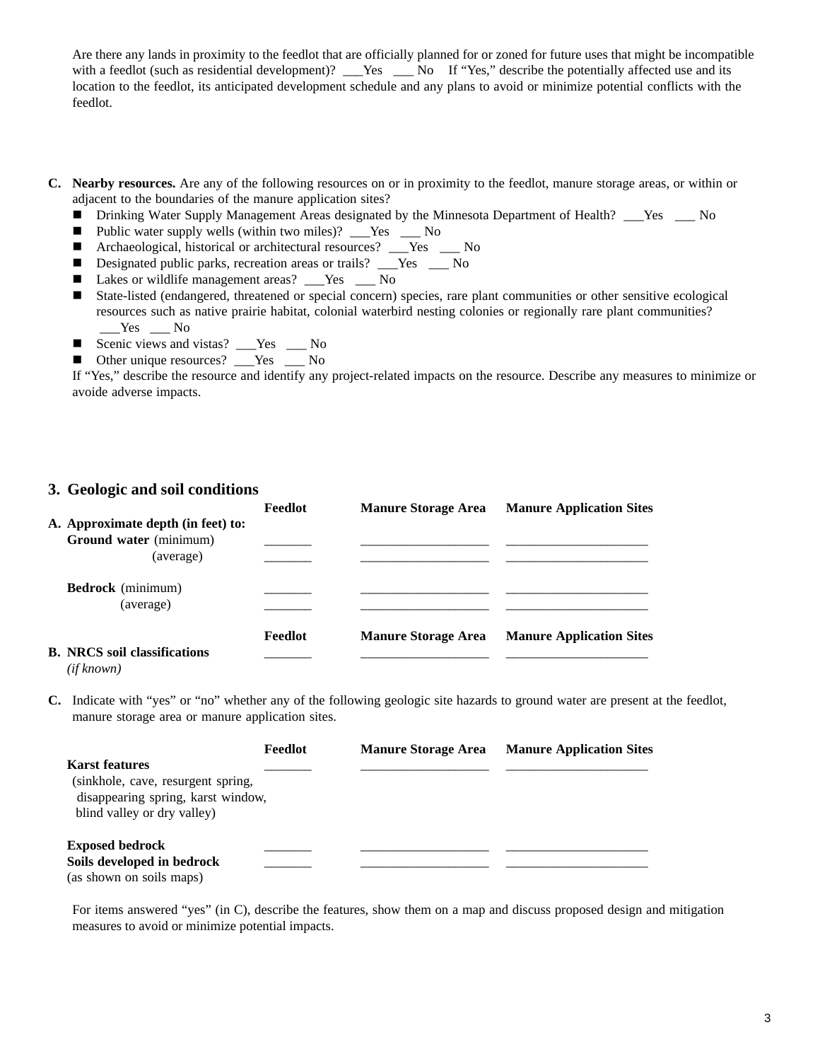Are there any lands in proximity to the feedlot that are officially planned for or zoned for future uses that might be incompatible with a feedlot (such as residential development)? ___Yes ___ No If "Yes," describe the potentially affected use and its location to the feedlot, its anticipated development schedule and any plans to avoid or minimize potential conflicts with the feedlot.

**C. Nearby resources.** Are any of the following resources on or in proximity to the feedlot, manure storage areas, or within or adjacent to the boundaries of the manure application sites?

- Drinking Water Supply Management Areas designated by the Minnesota Department of Health? ___Yes ___ No
- Public water supply wells (within two miles)? ___Yes ___ No
- Archaeological, historical or architectural resources? ___Yes ___ No
- Designated public parks, recreation areas or trails? ___Yes ___ No
- Lakes or wildlife management areas? ___Yes ___ No
- State-listed (endangered, threatened or special concern) species, rare plant communities or other sensitive ecological resources such as native prairie habitat, colonial waterbird nesting colonies or regionally rare plant communities? ___Yes ___ No
- Scenic views and vistas? ___Yes ___ No
- Other unique resources? ___Yes ___ No

If "Yes," describe the resource and identify any project-related impacts on the resource. Describe any measures to minimize or avoide adverse impacts.

## 3. Geologic and soil conditions

| | Feedlot | Manure Storage Area | Manure Application Sites |
|---|---|---|---|
| **A. Approximate depth (in feet) to:** | | | |
| **Ground water** (minimum) | _______ | ___________________ | _____________________ |
| (average) | _______ | ___________________ | _____________________ |
| **Bedrock** (minimum) | _______ | ___________________ | _____________________ |
| (average) | _______ | ___________________ | _____________________ |

| | Feedlot | Manure Storage Area | Manure Application Sites |
|---|---|---|---|
| **B. NRCS soil classifications** *(if known)* | _______ | ___________________ | _____________________ |

**C.** Indicate with "yes" or "no" whether any of the following geologic site hazards to ground water are present at the feedlot, manure storage area or manure application sites.

| | Feedlot | Manure Storage Area | Manure Application Sites |
|---|---|---|---|
| **Karst features** (sinkhole, cave, resurgent spring, disappearing spring, karst window, blind valley or dry valley) | _______ | ___________________ | _____________________ |
| **Exposed bedrock** | _______ | ___________________ | _____________________ |
| **Soils developed in bedrock** (as shown on soils maps) | _______ | ___________________ | _____________________ |

For items answered "yes" (in C), describe the features, show them on a map and discuss proposed design and mitigation measures to avoid or minimize potential impacts.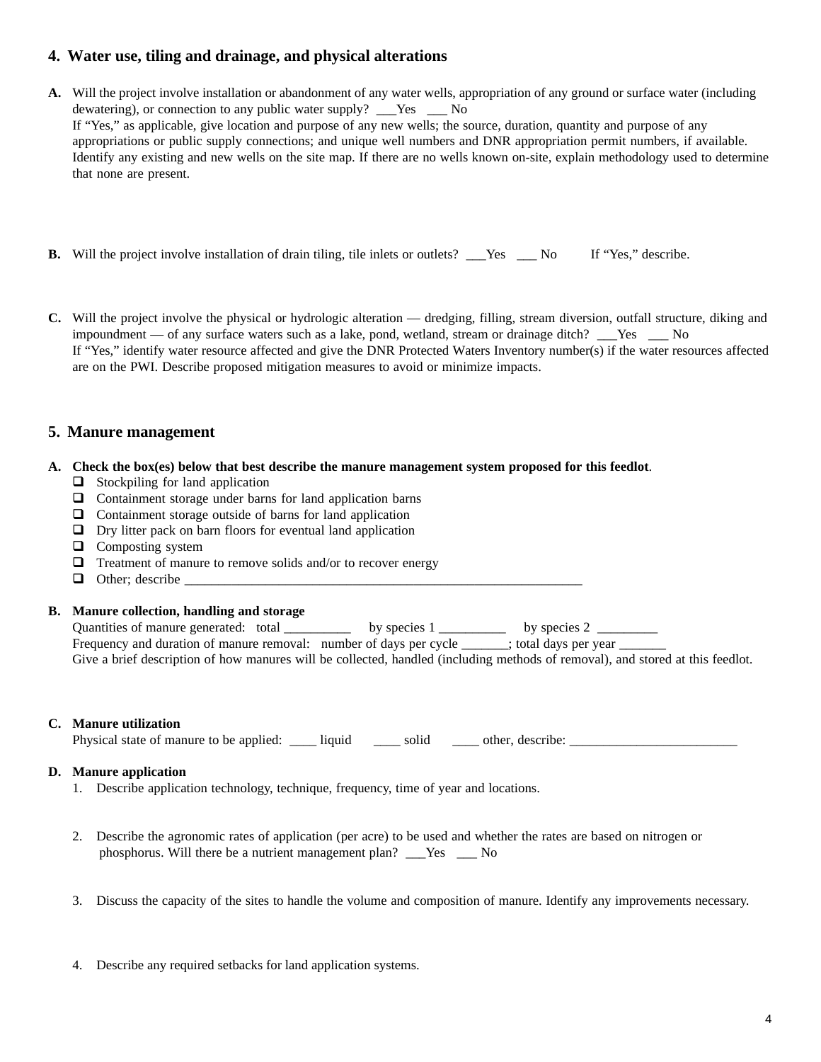## 4. Water use, tiling and drainage, and physical alterations

**A.** Will the project involve installation or abandonment of any water wells, appropriation of any ground or surface water (including dewatering), or connection to any public water supply? ___Yes ___ No
If "Yes," as applicable, give location and purpose of any new wells; the source, duration, quantity and purpose of any appropriations or public supply connections; and unique well numbers and DNR appropriation permit numbers, if available. Identify any existing and new wells on the site map. If there are no wells known on-site, explain methodology used to determine that none are present.

**B.** Will the project involve installation of drain tiling, tile inlets or outlets? ___Yes ___ No If "Yes," describe.

**C.** Will the project involve the physical or hydrologic alteration — dredging, filling, stream diversion, outfall structure, diking and impoundment — of any surface waters such as a lake, pond, wetland, stream or drainage ditch? ___Yes ___ No
If "Yes," identify water resource affected and give the DNR Protected Waters Inventory number(s) if the water resources affected are on the PWI. Describe proposed mitigation measures to avoid or minimize impacts.

## 5. Manure management

**A. Check the box(es) below that best describe the manure management system proposed for this feedlot**.

- ❑ Stockpiling for land application
- ❑ Containment storage under barns for land application barns
- ❑ Containment storage outside of barns for land application
- ❑ Dry litter pack on barn floors for eventual land application
- ❑ Composting system
- ❑ Treatment of manure to remove solids and/or to recover energy
- ❑ Other; describe ____________________________________________________________

**B. Manure collection, handling and storage**
Quantities of manure generated: total __________ by species 1 __________ by species 2 _________
Frequency and duration of manure removal: number of days per cycle _______; total days per year _______
Give a brief description of how manures will be collected, handled (including methods of removal), and stored at this feedlot.

**C. Manure utilization**
Physical state of manure to be applied: ____ liquid ____ solid ____ other, describe: _________________________

**D. Manure application**

1. Describe application technology, technique, frequency, time of year and locations.

2. Describe the agronomic rates of application (per acre) to be used and whether the rates are based on nitrogen or phosphorus. Will there be a nutrient management plan? ___Yes ___ No

3. Discuss the capacity of the sites to handle the volume and composition of manure. Identify any improvements necessary.

4. Describe any required setbacks for land application systems.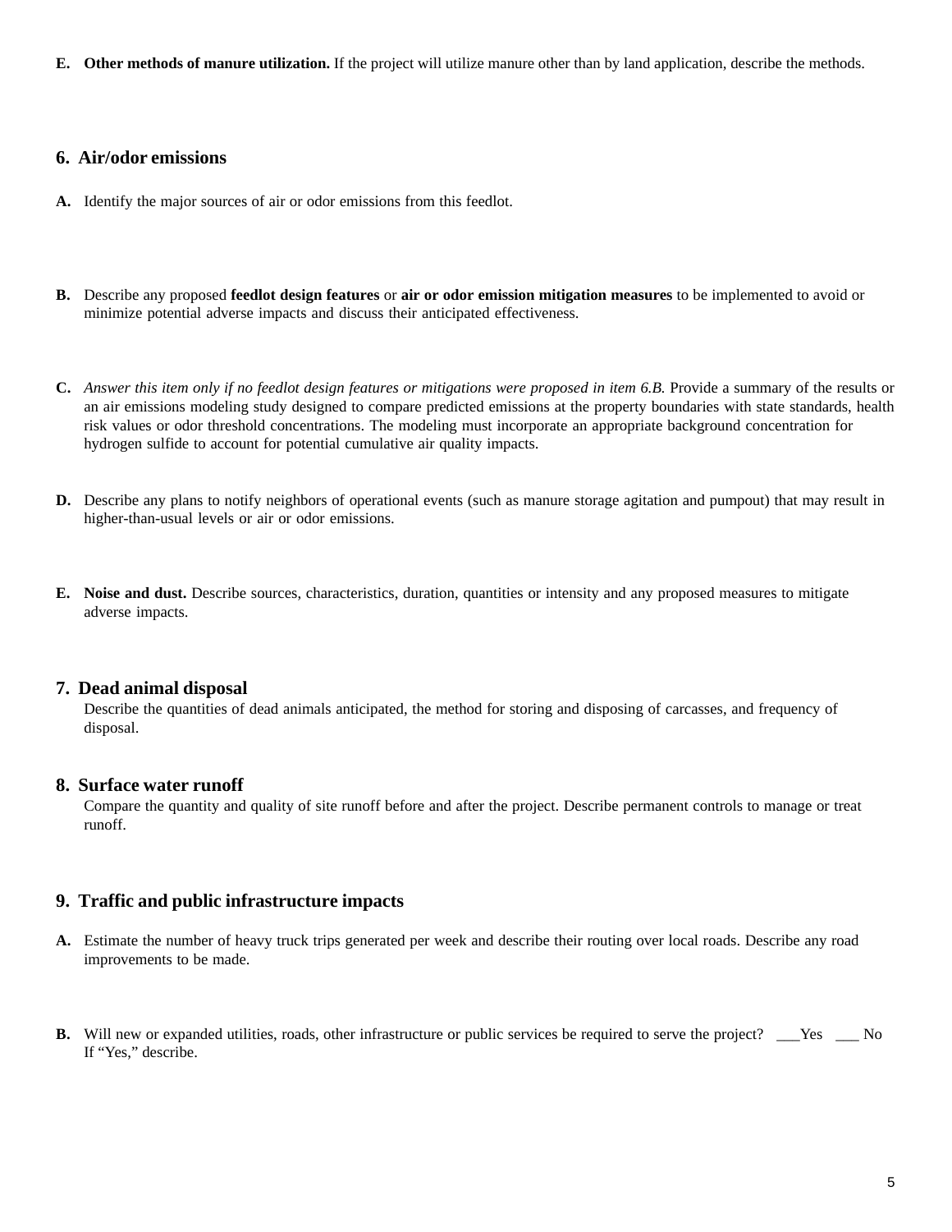**E. Other methods of manure utilization.** If the project will utilize manure other than by land application, describe the methods.

## 6. Air/odor emissions

**A.** Identify the major sources of air or odor emissions from this feedlot.

**B.** Describe any proposed **feedlot design features** or **air or odor emission mitigation measures** to be implemented to avoid or minimize potential adverse impacts and discuss their anticipated effectiveness.

**C.** *Answer this item only if no feedlot design features or mitigations were proposed in item 6.B.* Provide a summary of the results or an air emissions modeling study designed to compare predicted emissions at the property boundaries with state standards, health risk values or odor threshold concentrations. The modeling must incorporate an appropriate background concentration for hydrogen sulfide to account for potential cumulative air quality impacts.

**D.** Describe any plans to notify neighbors of operational events (such as manure storage agitation and pumpout) that may result in higher-than-usual levels or air or odor emissions.

**E. Noise and dust.** Describe sources, characteristics, duration, quantities or intensity and any proposed measures to mitigate adverse impacts.

## 7. Dead animal disposal

Describe the quantities of dead animals anticipated, the method for storing and disposing of carcasses, and frequency of disposal.

## 8. Surface water runoff

Compare the quantity and quality of site runoff before and after the project. Describe permanent controls to manage or treat runoff.

## 9. Traffic and public infrastructure impacts

**A.** Estimate the number of heavy truck trips generated per week and describe their routing over local roads. Describe any road improvements to be made.

**B.** Will new or expanded utilities, roads, other infrastructure or public services be required to serve the project? ___Yes ___ No
If "Yes," describe.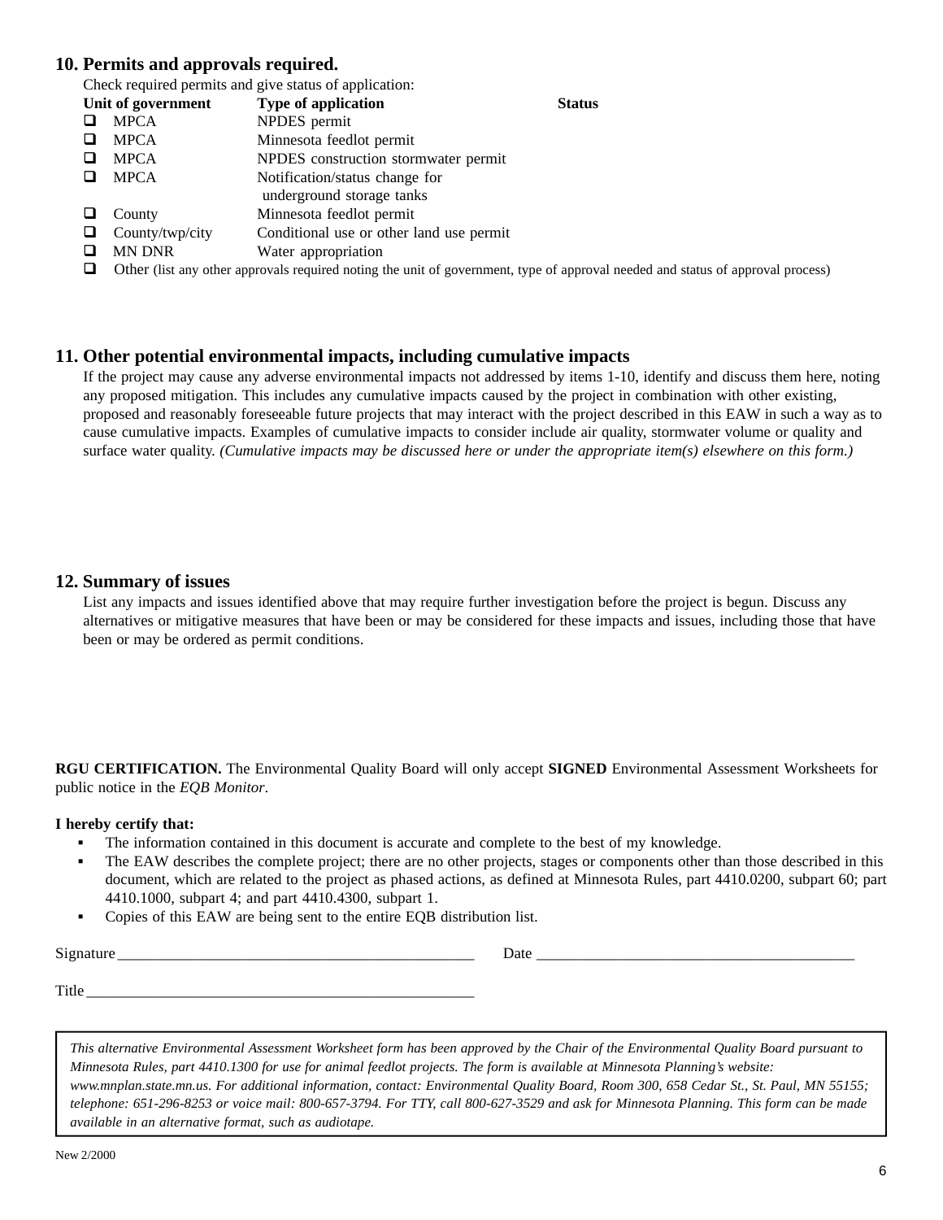## 10. Permits and approvals required.

Check required permits and give status of application:

| Unit of government | Type of application | Status |
|---|---|---|
| ❑ MPCA | NPDES permit | |
| ❑ MPCA | Minnesota feedlot permit | |
| ❑ MPCA | NPDES construction stormwater permit | |
| ❑ MPCA | Notification/status change for underground storage tanks | |
| ❑ County | Minnesota feedlot permit | |
| ❑ County/twp/city | Conditional use or other land use permit | |
| ❑ MN DNR | Water appropriation | |

❑ Other (list any other approvals required noting the unit of government, type of approval needed and status of approval process)

## 11. Other potential environmental impacts, including cumulative impacts

If the project may cause any adverse environmental impacts not addressed by items 1-10, identify and discuss them here, noting any proposed mitigation. This includes any cumulative impacts caused by the project in combination with other existing, proposed and reasonably foreseeable future projects that may interact with the project described in this EAW in such a way as to cause cumulative impacts. Examples of cumulative impacts to consider include air quality, stormwater volume or quality and surface water quality. *(Cumulative impacts may be discussed here or under the appropriate item(s) elsewhere on this form.)*

## 12. Summary of issues

List any impacts and issues identified above that may require further investigation before the project is begun. Discuss any alternatives or mitigative measures that have been or may be considered for these impacts and issues, including those that have been or may be ordered as permit conditions.

**RGU CERTIFICATION.** The Environmental Quality Board will only accept **SIGNED** Environmental Assessment Worksheets for public notice in the *EQB Monitor*.

**I hereby certify that:**

- The information contained in this document is accurate and complete to the best of my knowledge.
- The EAW describes the complete project; there are no other projects, stages or components other than those described in this document, which are related to the project as phased actions, as defined at Minnesota Rules, part 4410.0200, subpart 60; part 4410.1000, subpart 4; and part 4410.4300, subpart 1.
- Copies of this EAW are being sent to the entire EQB distribution list.

Signature_______________________________________________ Date _________________________________________

Title___________________________________________________

*This alternative Environmental Assessment Worksheet form has been approved by the Chair of the Environmental Quality Board pursuant to Minnesota Rules, part 4410.1300 for use for animal feedlot projects. The form is available at Minnesota Planning's website: www.mnplan.state.mn.us. For additional information, contact: Environmental Quality Board, Room 300, 658 Cedar St., St. Paul, MN 55155; telephone: 651-296-8253 or voice mail: 800-657-3794. For TTY, call 800-627-3529 and ask for Minnesota Planning. This form can be made available in an alternative format, such as audiotape.*

New 2/2000